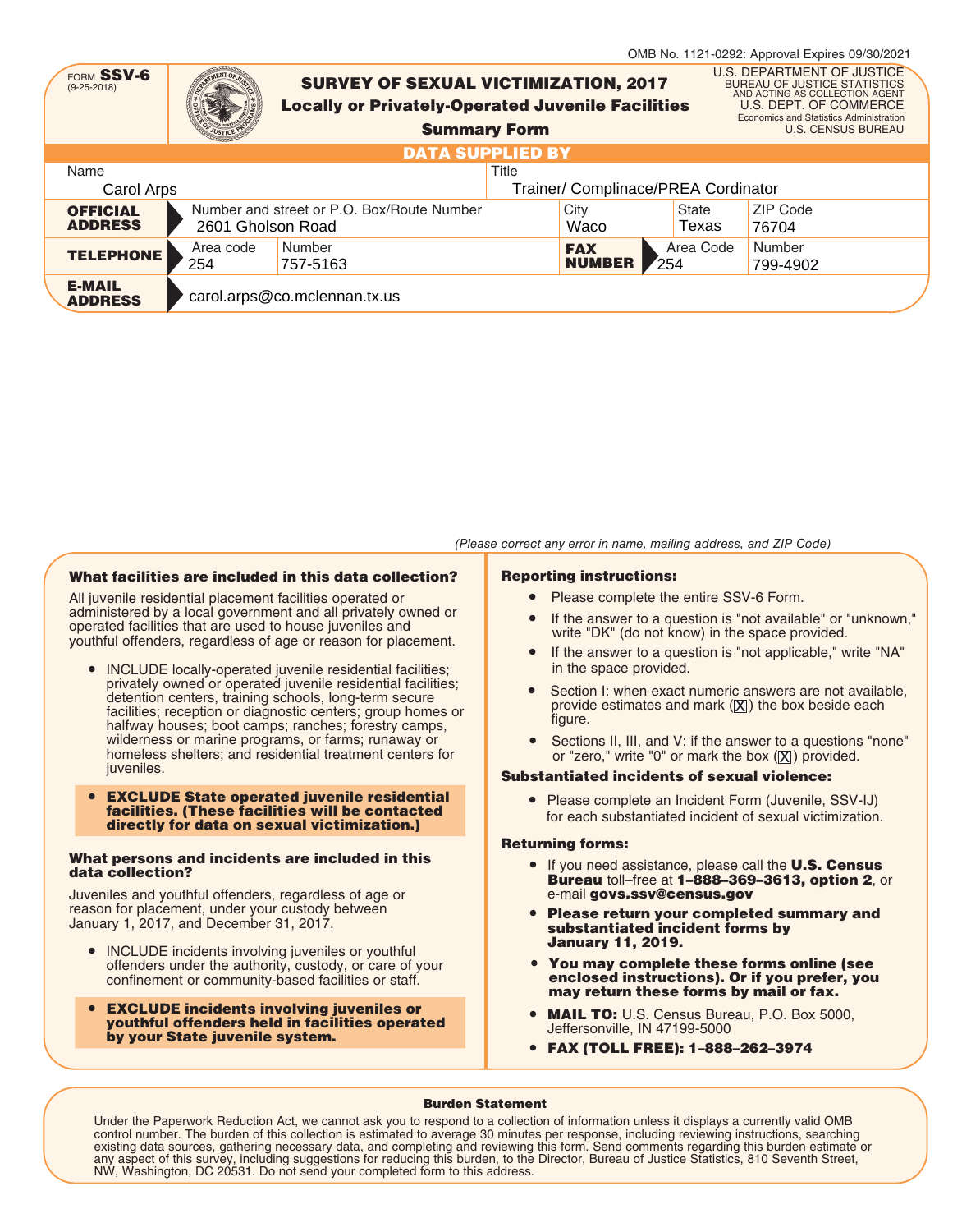OMB No. 1121-0292: Approval Expires 09/30/2021

FORM **SSV-6**
(9-25-2018)

# SURVEY OF SEXUAL VICTIMIZATION, 2017
## Locally or Privately-Operated Juvenile Facilities
### Summary Form

U.S. DEPARTMENT OF JUSTICE
BUREAU OF JUSTICE STATISTICS
AND ACTING AS COLLECTION AGENT
U.S. DEPT. OF COMMERCE
Economics and Statistics Administration
U.S. CENSUS BUREAU

## DATA SUPPLIED BY

| Name | | | Title | | |
|---|---|---|---|---|---|
| Carol Arps | | | Trainer/ Complinace/PREA Cordinator | | |
| **OFFICIAL ADDRESS** | Number and street or P.O. Box/Route Number: 2601 Gholson Road | | City: Waco | State: Texas | ZIP Code: 76704 |
| **TELEPHONE** | Area code: 254 | Number: 757-5163 | **FAX NUMBER** | Area Code: 254 | Number: 799-4902 |
| **E-MAIL ADDRESS** | carol.arps@co.mclennan.tx.us | | | | |

*(Please correct any error in name, mailing address, and ZIP Code)*

### What facilities are included in this data collection?

All juvenile residential placement facilities operated or administered by a local government and all privately owned or operated facilities that are used to house juveniles and youthful offenders, regardless of age or reason for placement.

- INCLUDE locally-operated juvenile residential facilities; privately owned or operated juvenile residential facilities; detention centers, training schools, long-term secure facilities; reception or diagnostic centers; group homes or halfway houses; boot camps; ranches; forestry camps, wilderness or marine programs, or farms; runaway or homeless shelters; and residential treatment centers for juveniles.
- **EXCLUDE State operated juvenile residential facilities. (These facilities will be contacted directly for data on sexual victimization.)**

### What persons and incidents are included in this data collection?

Juveniles and youthful offenders, regardless of age or reason for placement, under your custody between January 1, 2017, and December 31, 2017.

- INCLUDE incidents involving juveniles or youthful offenders under the authority, custody, or care of your confinement or community-based facilities or staff.
- **EXCLUDE incidents involving juveniles or youthful offenders held in facilities operated by your State juvenile system.**

### Reporting instructions:

- Please complete the entire SSV-6 Form.
- If the answer to a question is "not available" or "unknown," write "DK" (do not know) in the space provided.
- If the answer to a question is "not applicable," write "NA" in the space provided.
- Section I: when exact numeric answers are not available, provide estimates and mark (☒) the box beside each figure.
- Sections II, III, and V: if the answer to a questions "none" or "zero," write "0" or mark the box (☒) provided.

### Substantiated incidents of sexual violence:

- Please complete an Incident Form (Juvenile, SSV-IJ) for each substantiated incident of sexual victimization.

### Returning forms:

- If you need assistance, please call the **U.S. Census Bureau** toll–free at **1–888–369–3613, option 2**, or e-mail **govs.ssv@census.gov**
- **Please return your completed summary and substantiated incident forms by January 11, 2019.**
- **You may complete these forms online (see enclosed instructions). Or if you prefer, you may return these forms by mail or fax.**
- **MAIL TO:** U.S. Census Bureau, P.O. Box 5000, Jeffersonville, IN 47199-5000
- **FAX (TOLL FREE): 1–888–262–3974**

### Burden Statement

Under the Paperwork Reduction Act, we cannot ask you to respond to a collection of information unless it displays a currently valid OMB control number. The burden of this collection is estimated to average 30 minutes per response, including reviewing instructions, searching existing data sources, gathering necessary data, and completing and reviewing this form. Send comments regarding this burden estimate or any aspect of this survey, including suggestions for reducing this burden, to the Director, Bureau of Justice Statistics, 810 Seventh Street, NW, Washington, DC 20531. Do not send your completed form to this address.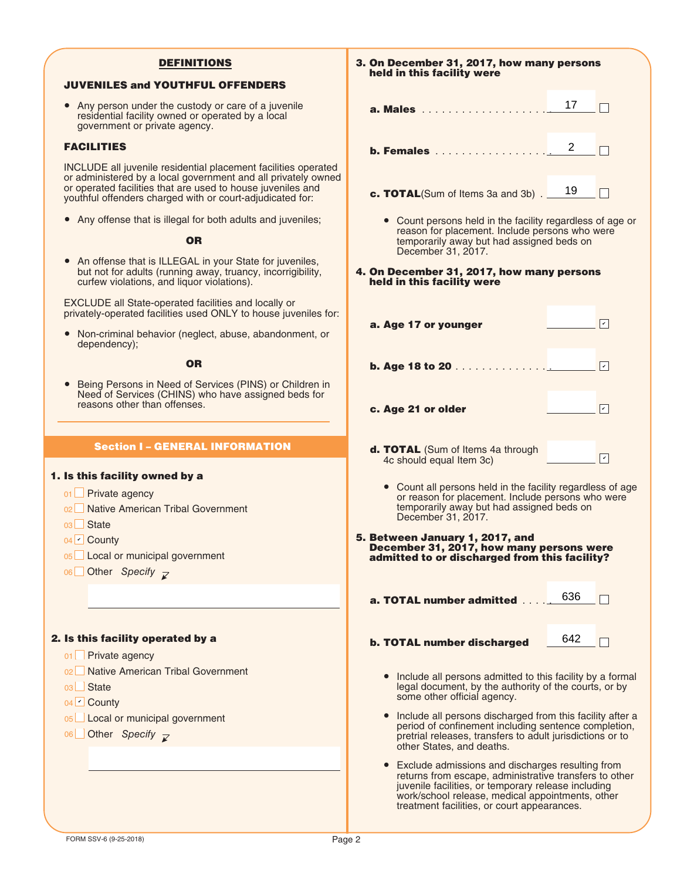## DEFINITIONS

### JUVENILES and YOUTHFUL OFFENDERS

- Any person under the custody or care of a juvenile residential facility owned or operated by a local government or private agency.

### FACILITIES

INCLUDE all juvenile residential placement facilities operated or administered by a local government and all privately owned or operated facilities that are used to house juveniles and youthful offenders charged with or court-adjudicated for:

- Any offense that is illegal for both adults and juveniles;

**OR**

- An offense that is ILLEGAL in your State for juveniles, but not for adults (running away, truancy, incorrigibility, curfew violations, and liquor violations).

EXCLUDE all State-operated facilities and locally or privately-operated facilities used ONLY to house juveniles for:

- Non-criminal behavior (neglect, abuse, abandonment, or dependency);

**OR**

- Being Persons in Need of Services (PINS) or Children in Need of Services (CHINS) who have assigned beds for reasons other than offenses.

## Section I – GENERAL INFORMATION

**1. Is this facility owned by a**

- 01 ☐ Private agency
- 02 ☐ Native American Tribal Government
- 03 ☐ State
- 04 ☑ County
- 05 ☐ Local or municipal government
- 06 ☐ Other *Specify* ______

**2. Is this facility operated by a**

- 01 ☐ Private agency
- 02 ☐ Native American Tribal Government
- 03 ☐ State
- 04 ☑ County
- 05 ☐ Local or municipal government
- 06 ☐ Other *Specify* ______

**3. On December 31, 2017, how many persons held in this facility were**

- **a. Males** .................... 17 ☐
- **b. Females** .................. 2 ☐
- **c. TOTAL** (Sum of Items 3a and 3b) . 19 ☐

  - Count persons held in the facility regardless of age or reason for placement. Include persons who were temporarily away but had assigned beds on December 31, 2017.

**4. On December 31, 2017, how many persons held in this facility were**

- **a. Age 17 or younger** ______ ☑
- **b. Age 18 to 20** .............. ______ ☑
- **c. Age 21 or older** ______ ☑
- **d. TOTAL** (Sum of Items 4a through 4c should equal Item 3c) ______ ☑

  - Count all persons held in the facility regardless of age or reason for placement. Include persons who were temporarily away but had assigned beds on December 31, 2017.

**5. Between January 1, 2017, and December 31, 2017, how many persons were admitted to or discharged from this facility?**

- **a. TOTAL number admitted** .... 636 ☐
- **b. TOTAL number discharged** 642 ☐

  - Include all persons admitted to this facility by a formal legal document, by the authority of the courts, or by some other official agency.
  - Include all persons discharged from this facility after a period of confinement including sentence completion, pretrial releases, transfers to adult jurisdictions or to other States, and deaths.
  - Exclude admissions and discharges resulting from returns from escape, administrative transfers to other juvenile facilities, or temporary release including work/school release, medical appointments, other treatment facilities, or court appearances.

FORM SSV-6 (9-25-2018)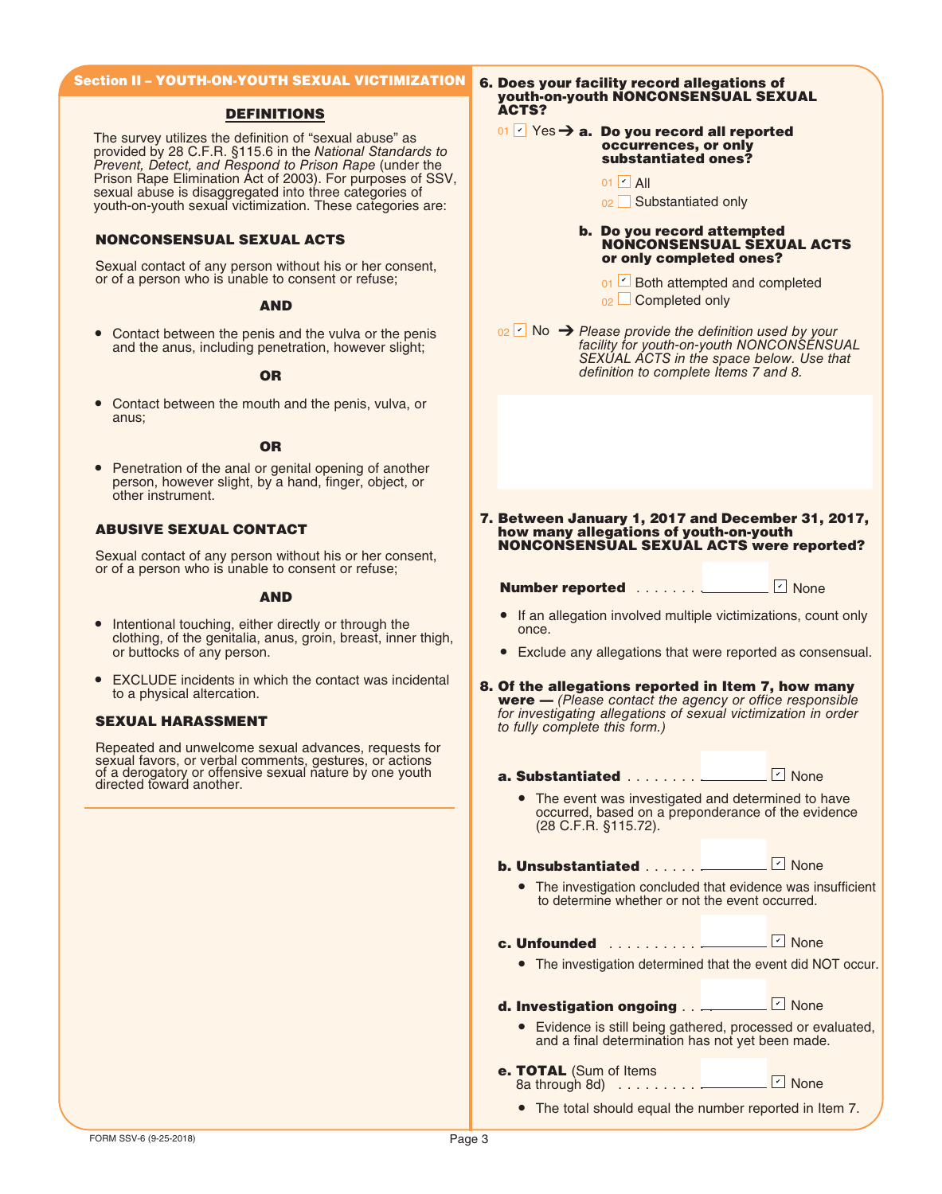## Section II – YOUTH-ON-YOUTH SEXUAL VICTIMIZATION

### DEFINITIONS

The survey utilizes the definition of "sexual abuse" as provided by 28 C.F.R. §115.6 in the *National Standards to Prevent, Detect, and Respond to Prison Rape* (under the Prison Rape Elimination Act of 2003). For purposes of SSV, sexual abuse is disaggregated into three categories of youth-on-youth sexual victimization. These categories are:

**NONCONSENSUAL SEXUAL ACTS**

Sexual contact of any person without his or her consent, or of a person who is unable to consent or refuse;

**AND**

- Contact between the penis and the vulva or the penis and the anus, including penetration, however slight;

**OR**

- Contact between the mouth and the penis, vulva, or anus;

**OR**

- Penetration of the anal or genital opening of another person, however slight, by a hand, finger, object, or other instrument.

**ABUSIVE SEXUAL CONTACT**

Sexual contact of any person without his or her consent, or of a person who is unable to consent or refuse;

**AND**

- Intentional touching, either directly or through the clothing, of the genitalia, anus, groin, breast, inner thigh, or buttocks of any person.
- EXCLUDE incidents in which the contact was incidental to a physical altercation.

**SEXUAL HARASSMENT**

Repeated and unwelcome sexual advances, requests for sexual favors, or verbal comments, gestures, or actions of a derogatory or offensive sexual nature by one youth directed toward another.

**6. Does your facility record allegations of youth-on-youth NONCONSENSUAL SEXUAL ACTS?**

01 ☑ Yes → **a. Do you record all reported occurrences, or only substantiated ones?**

- 01 ☑ All
- 02 ☐ Substantiated only

**b. Do you record attempted NONCONSENSUAL SEXUAL ACTS or only completed ones?**

- 01 ☑ Both attempted and completed
- 02 ☐ Completed only

02 ☑ No → *Please provide the definition used by your facility for youth-on-youth NONCONSENSUAL SEXUAL ACTS in the space below. Use that definition to complete Items 7 and 8.*

**7. Between January 1, 2017 and December 31, 2017, how many allegations of youth-on-youth NONCONSENSUAL SEXUAL ACTS were reported?**

**Number reported** . . . . . . . ______ ☑ None

- If an allegation involved multiple victimizations, count only once.
- Exclude any allegations that were reported as consensual.

**8. Of the allegations reported in Item 7, how many were —** *(Please contact the agency or office responsible for investigating allegations of sexual victimization in order to fully complete this form.)*

**a. Substantiated** . . . . . . . . ______ ☑ None

- The event was investigated and determined to have occurred, based on a preponderance of the evidence (28 C.F.R. §115.72).

**b. Unsubstantiated** . . . . . . ______ ☑ None

- The investigation concluded that evidence was insufficient to determine whether or not the event occurred.

**c. Unfounded** . . . . . . . . . . ______ ☑ None

- The investigation determined that the event did NOT occur.

**d. Investigation ongoing** . . . ______ ☑ None

- Evidence is still being gathered, processed or evaluated, and a final determination has not yet been made.

**e. TOTAL** (Sum of Items 8a through 8d) . . . . . . . . . ______ ☑ None

- The total should equal the number reported in Item 7.

FORM SSV-6 (9-25-2018)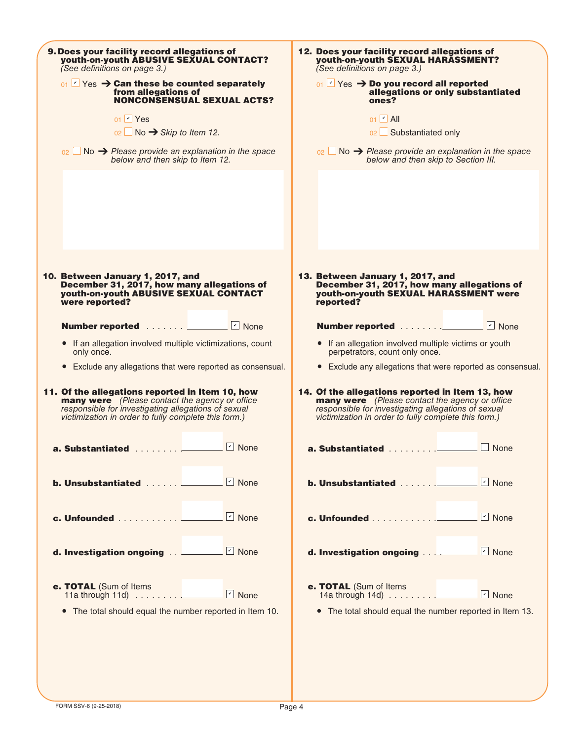**9. Does your facility record allegations of youth-on-youth ABUSIVE SEXUAL CONTACT?** *(See definitions on page 3.)*

- 01 [x] Yes → **Can these be counted separately from allegations of NONCONSENSUAL SEXUAL ACTS?**
  - 01 [x] Yes
  - 02 [ ] No → *Skip to Item 12.*
- 02 [ ] No → *Please provide an explanation in the space below and then skip to Item 12.*

**10. Between January 1, 2017, and December 31, 2017, how many allegations of youth-on-youth ABUSIVE SEXUAL CONTACT were reported?**

**Number reported** . . . . . . . ________ [x] None

- If an allegation involved multiple victimizations, count only once.
- Exclude any allegations that were reported as consensual.

**11. Of the allegations reported in Item 10, how many were** *(Please contact the agency or office responsible for investigating allegations of sexual victimization in order to fully complete this form.)*

**a. Substantiated** . . . . . . . . ________ [x] None

**b. Unsubstantiated** . . . . . . ________ [x] None

**c. Unfounded** . . . . . . . . . . . ________ [x] None

**d. Investigation ongoing** . . . ________ [x] None

**e. TOTAL** (Sum of Items 11a through 11d) . . . . . . . . ________ [x] None

- The total should equal the number reported in Item 10.

**12. Does your facility record allegations of youth-on-youth SEXUAL HARASSMENT?** *(See definitions on page 3.)*

- 01 [x] Yes → **Do you record all reported allegations or only substantiated ones?**
  - 01 [x] All
  - 02 [ ] Substantiated only
- 02 [ ] No → *Please provide an explanation in the space below and then skip to Section III.*

**13. Between January 1, 2017, and December 31, 2017, how many allegations of youth-on-youth SEXUAL HARASSMENT were reported?**

**Number reported** . . . . . . . . ________ [x] None

- If an allegation involved multiple victims or youth perpetrators, count only once.
- Exclude any allegations that were reported as consensual.

**14. Of the allegations reported in Item 13, how many were** *(Please contact the agency or office responsible for investigating allegations of sexual victimization in order to fully complete this form.)*

**a. Substantiated** . . . . . . . . ________ [ ] None

**b. Unsubstantiated** . . . . . . ________ [x] None

**c. Unfounded** . . . . . . . . . . . ________ [x] None

**d. Investigation ongoing** . . . ________ [x] None

**e. TOTAL** (Sum of Items 14a through 14d) . . . . . . . . ________ [x] None

- The total should equal the number reported in Item 13.

FORM SSV-6 (9-25-2018)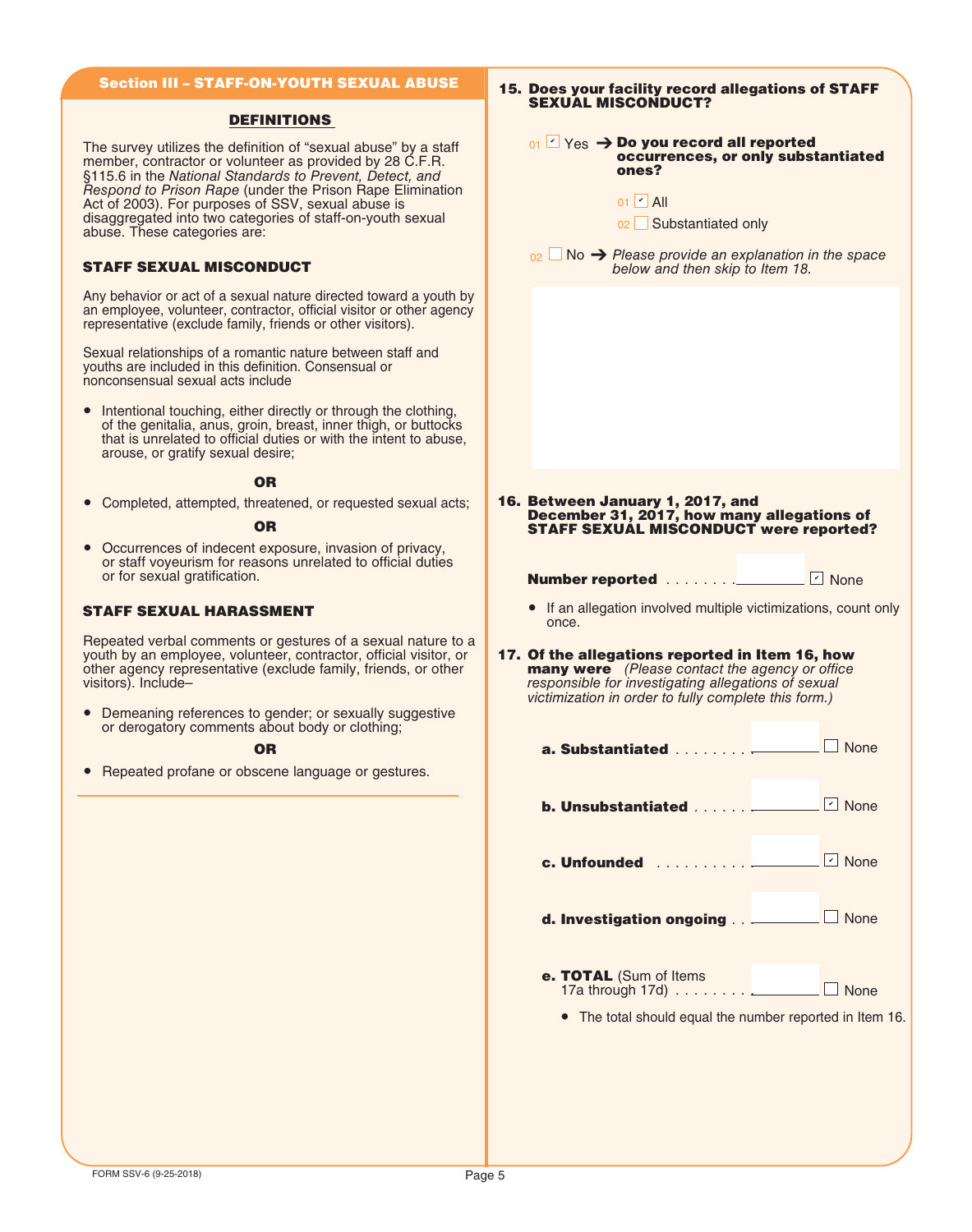## Section III – STAFF-ON-YOUTH SEXUAL ABUSE

### DEFINITIONS

The survey utilizes the definition of "sexual abuse" by a staff member, contractor or volunteer as provided by 28 C.F.R. §115.6 in the *National Standards to Prevent, Detect, and Respond to Prison Rape* (under the Prison Rape Elimination Act of 2003). For purposes of SSV, sexual abuse is disaggregated into two categories of staff-on-youth sexual abuse. These categories are:

#### STAFF SEXUAL MISCONDUCT

Any behavior or act of a sexual nature directed toward a youth by an employee, volunteer, contractor, official visitor or other agency representative (exclude family, friends or other visitors).

Sexual relationships of a romantic nature between staff and youths are included in this definition. Consensual or nonconsensual sexual acts include

- Intentional touching, either directly or through the clothing, of the genitalia, anus, groin, breast, inner thigh, or buttocks that is unrelated to official duties or with the intent to abuse, arouse, or gratify sexual desire;

**OR**

- Completed, attempted, threatened, or requested sexual acts;

**OR**

- Occurrences of indecent exposure, invasion of privacy, or staff voyeurism for reasons unrelated to official duties or for sexual gratification.

#### STAFF SEXUAL HARASSMENT

Repeated verbal comments or gestures of a sexual nature to a youth by an employee, volunteer, contractor, official visitor, or other agency representative (exclude family, friends, or other visitors). Include–

- Demeaning references to gender; or sexually suggestive or derogatory comments about body or clothing;

**OR**

- Repeated profane or obscene language or gestures.

**15. Does your facility record allegations of STAFF SEXUAL MISCONDUCT?**

01 ☑ Yes → **Do you record all reported occurrences, or only substantiated ones?**

- 01 ☑ All
- 02 ☐ Substantiated only

02 ☐ No → *Please provide an explanation in the space below and then skip to Item 18.*

**16. Between January 1, 2017, and December 31, 2017, how many allegations of STAFF SEXUAL MISCONDUCT were reported?**

**Number reported** . . . . . . . . ______ ☑ None

- If an allegation involved multiple victimizations, count only once.

**17. Of the allegations reported in Item 16, how many were** *(Please contact the agency or office responsible for investigating allegations of sexual victimization in order to fully complete this form.)*

**a. Substantiated** . . . . . . . . ______ ☐ None

**b. Unsubstantiated** . . . . . . ______ ☑ None

**c. Unfounded** . . . . . . . . . . ______ ☑ None

**d. Investigation ongoing** . . ______ ☐ None

**e. TOTAL** (Sum of Items 17a through 17d) . . . . . . . . ______ ☐ None

- The total should equal the number reported in Item 16.

FORM SSV-6 (9-25-2018)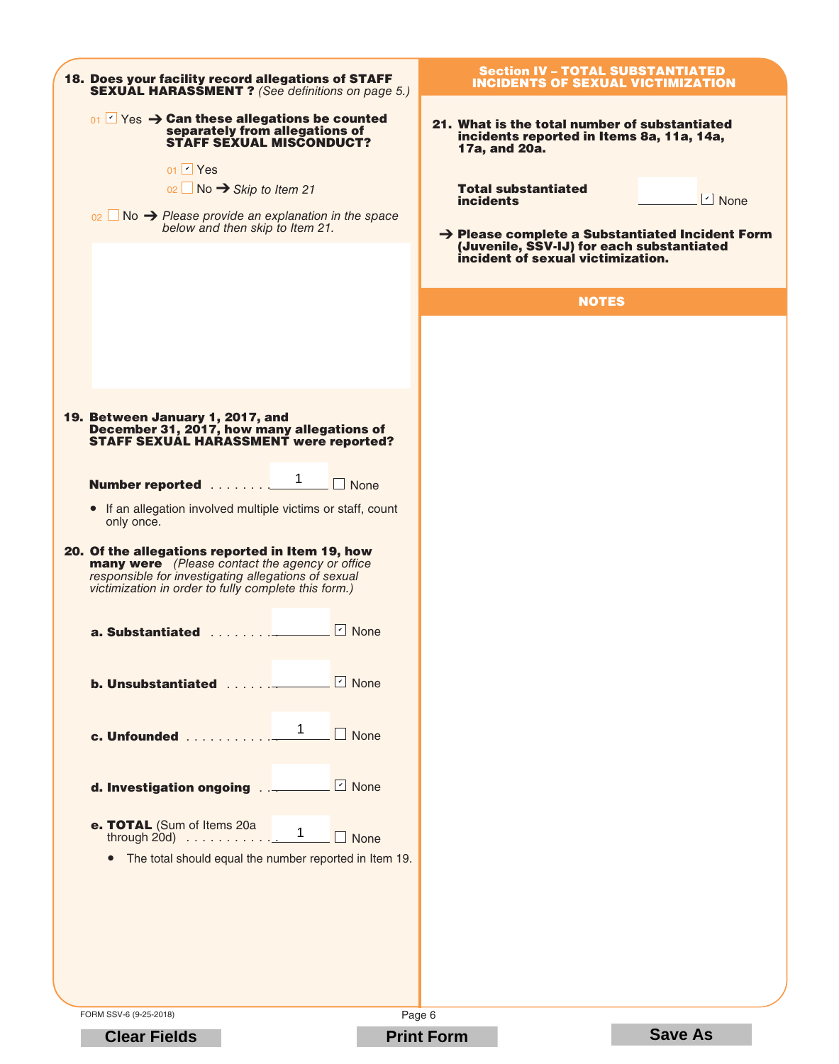**18. Does your facility record allegations of STAFF SEXUAL HARASSMENT ?** *(See definitions on page 5.)*

01 ☑ Yes → **Can these allegations be counted separately from allegations of STAFF SEXUAL MISCONDUCT?**

01 ☑ Yes

02 ☐ No → *Skip to Item 21*

02 ☐ No → *Please provide an explanation in the space below and then skip to Item 21.*

**19. Between January 1, 2017, and December 31, 2017, how many allegations of STAFF SEXUAL HARASSMENT were reported?**

**Number reported** . . . . . . . 1 ☐ None

- If an allegation involved multiple victims or staff, count only once.

**20. Of the allegations reported in Item 19, how many were** *(Please contact the agency or office responsible for investigating allegations of sexual victimization in order to fully complete this form.)*

**a. Substantiated** . . . . . . . . ______ ☑ None

**b. Unsubstantiated** . . . . . . ______ ☑ None

**c. Unfounded** . . . . . . . . . . . 1 ☐ None

**d. Investigation ongoing** . . ______ ☑ None

**e. TOTAL** (Sum of Items 20a through 20d) . . . . . . . . . . . 1 ☐ None

- The total should equal the number reported in Item 19.

## Section IV – TOTAL SUBSTANTIATED INCIDENTS OF SEXUAL VICTIMIZATION

**21. What is the total number of substantiated incidents reported in Items 8a, 11a, 14a, 17a, and 20a.**

**Total substantiated incidents** ______ ☑ None

→ **Please complete a Substantiated Incident Form (Juvenile, SSV-IJ) for each substantiated incident of sexual victimization.**

## NOTES

FORM SSV-6 (9-25-2018)

Clear Fields | Print Form | Save As